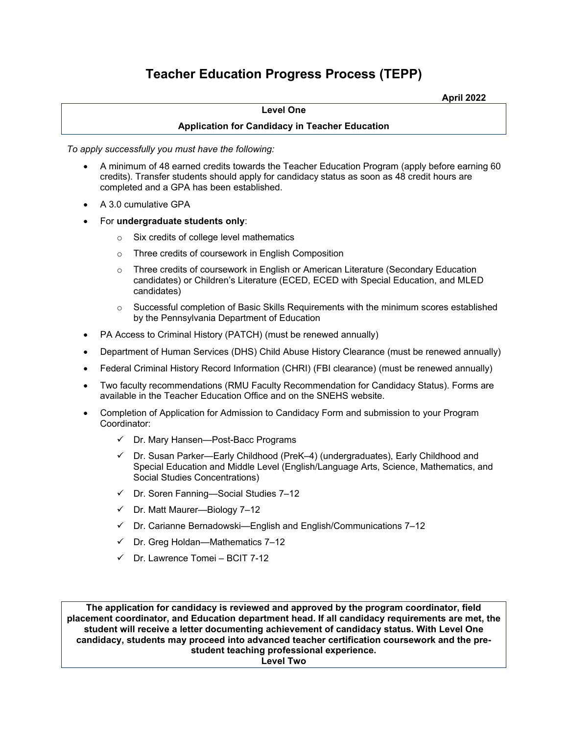# Teacher Education Progress Process (TEPP)

**April 2022**

**Level One**

**Application for Candidacy in Teacher Education**

*To apply successfully you must have the following:*

- A minimum of 48 earned credits towards the Teacher Education Program (apply before earning 60 credits). Transfer students should apply for candidacy status as soon as 48 credit hours are completed and a GPA has been established.
- A 3.0 cumulative GPA
- For **undergraduate students only**:
  - Six credits of college level mathematics
  - Three credits of coursework in English Composition
  - Three credits of coursework in English or American Literature (Secondary Education candidates) or Children's Literature (ECED, ECED with Special Education, and MLED candidates)
  - Successful completion of Basic Skills Requirements with the minimum scores established by the Pennsylvania Department of Education
- PA Access to Criminal History (PATCH) (must be renewed annually)
- Department of Human Services (DHS) Child Abuse History Clearance (must be renewed annually)
- Federal Criminal History Record Information (CHRI) (FBI clearance) (must be renewed annually)
- Two faculty recommendations (RMU Faculty Recommendation for Candidacy Status). Forms are available in the Teacher Education Office and on the SNEHS website.
- Completion of Application for Admission to Candidacy Form and submission to your Program Coordinator:
  - ✓ Dr. Mary Hansen—Post-Bacc Programs
  - ✓ Dr. Susan Parker—Early Childhood (PreK–4) (undergraduates), Early Childhood and Special Education and Middle Level (English/Language Arts, Science, Mathematics, and Social Studies Concentrations)
  - ✓ Dr. Soren Fanning—Social Studies 7–12
  - ✓ Dr. Matt Maurer—Biology 7–12
  - ✓ Dr. Carianne Bernadowski—English and English/Communications 7–12
  - ✓ Dr. Greg Holdan—Mathematics 7–12
  - ✓ Dr. Lawrence Tomei – BCIT 7-12

**The application for candidacy is reviewed and approved by the program coordinator, field placement coordinator, and Education department head. If all candidacy requirements are met, the student will receive a letter documenting achievement of candidacy status. With Level One candidacy, students may proceed into advanced teacher certification coursework and the pre-student teaching professional experience.**

**Level Two**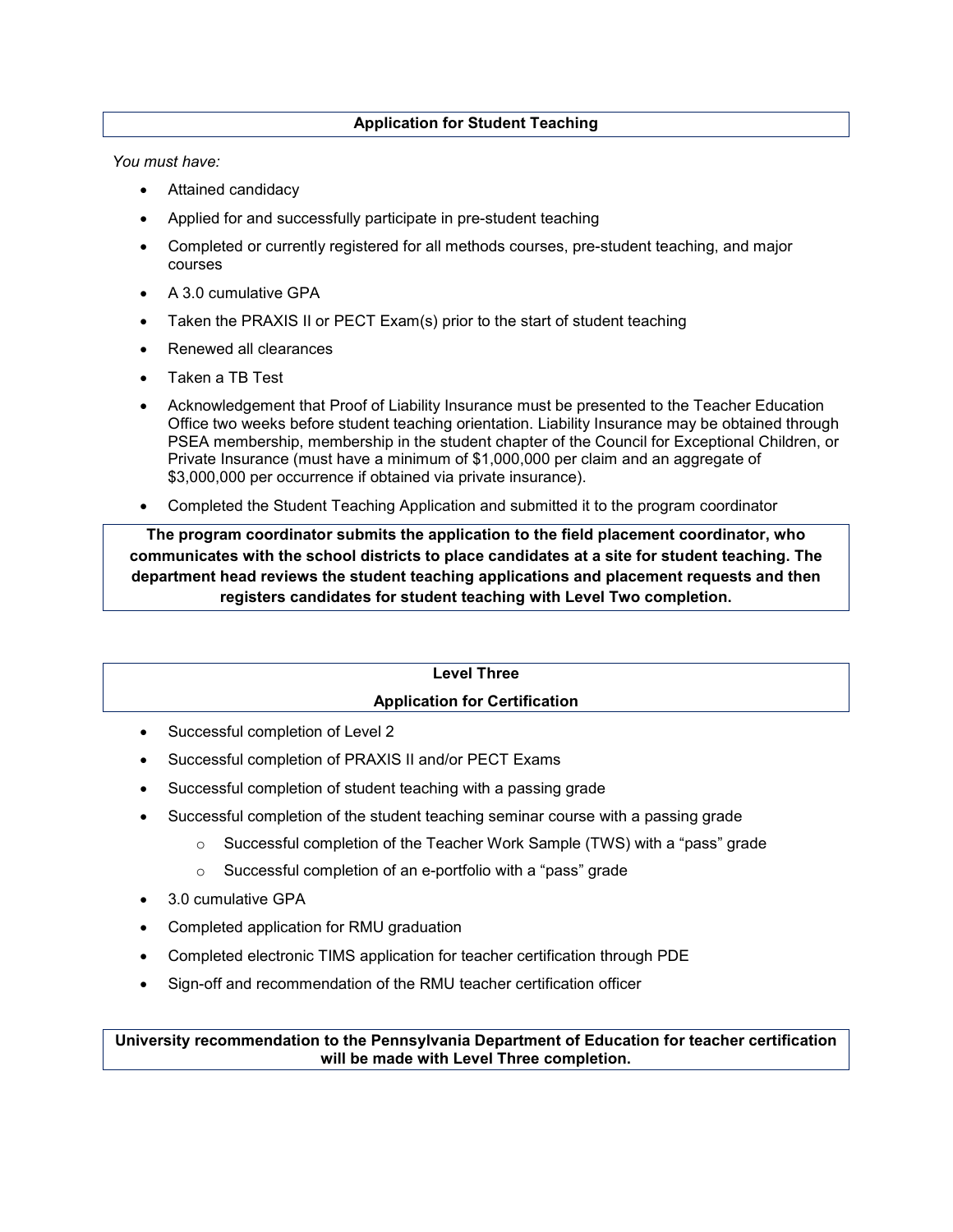## Application for Student Teaching

*You must have:*

- Attained candidacy
- Applied for and successfully participate in pre-student teaching
- Completed or currently registered for all methods courses, pre-student teaching, and major courses
- A 3.0 cumulative GPA
- Taken the PRAXIS II or PECT Exam(s) prior to the start of student teaching
- Renewed all clearances
- Taken a TB Test
- Acknowledgement that Proof of Liability Insurance must be presented to the Teacher Education Office two weeks before student teaching orientation. Liability Insurance may be obtained through PSEA membership, membership in the student chapter of the Council for Exceptional Children, or Private Insurance (must have a minimum of $1,000,000 per claim and an aggregate of $3,000,000 per occurrence if obtained via private insurance).
- Completed the Student Teaching Application and submitted it to the program coordinator

**The program coordinator submits the application to the field placement coordinator, who communicates with the school districts to place candidates at a site for student teaching. The department head reviews the student teaching applications and placement requests and then registers candidates for student teaching with Level Two completion.**

## Level Three

## Application for Certification

- Successful completion of Level 2
- Successful completion of PRAXIS II and/or PECT Exams
- Successful completion of student teaching with a passing grade
- Successful completion of the student teaching seminar course with a passing grade
  - Successful completion of the Teacher Work Sample (TWS) with a "pass" grade
  - Successful completion of an e-portfolio with a "pass" grade
- 3.0 cumulative GPA
- Completed application for RMU graduation
- Completed electronic TIMS application for teacher certification through PDE
- Sign-off and recommendation of the RMU teacher certification officer

**University recommendation to the Pennsylvania Department of Education for teacher certification will be made with Level Three completion.**